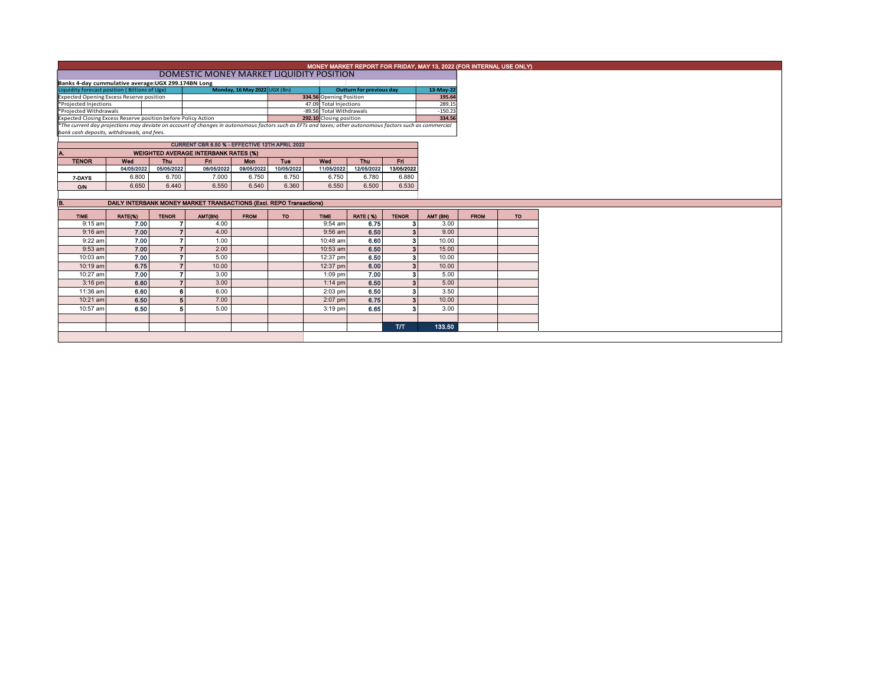# MONEY MARKET REPORT FOR FRIDAY, MAY 13, 2022 (FOR INTERNAL USE ONLY)

## DOMESTIC MONEY MARKET LIQUIDITY POSITION

**Banks 4-day cummulative average:UGX 299.174BN Long**

| Liquidity forecast position (Billions of Ugx) | Monday, 16 May 2022 UGX (Bn) | Outturn for previous day | 13-May-22 |
|---|---|---|---|
| Expected Opening Excess Reserve position | 334.56 | Opening Position | 195.64 |
| *Projected Injections | 47.09 | Total Injections | 289.15 |
| *Projected Withdrawals | -89.56 | Total Withdrawals | -150.23 |
| Expected Closing Excess Reserve position before Policy Action | 292.10 | Closing position | 334.56 |

*The current day projections may deviate on account of changes in autonomous factors such as EFTs and taxes; other autonomous factors such as commercial bank cash deposits, withdrawals, and fees.

### CURRENT CBR 6.50 % - EFFECTIVE 12TH APRIL 2022

### A. WEIGHTED AVERAGE INTERBANK RATES (%)

| TENOR | Wed | Thu | Fri | Mon | Tue | Wed | Thu | Fri |
|---|---|---|---|---|---|---|---|---|
| | 04/05/2022 | 05/05/2022 | 06/05/2022 | 09/05/2022 | 10/05/2022 | 11/05/2022 | 12/05/2022 | 13/05/2022 |
| 7-DAYS | 6.800 | 6.700 | 7.000 | 6.750 | 6.750 | 6.750 | 6.780 | 6.880 |
| O/N | 6.650 | 6.440 | 6.550 | 6.540 | 6.360 | 6.550 | 6.500 | 6.530 |

### B. DAILY INTERBANK MONEY MARKET TRANSACTIONS (Excl. REPO Transactions)

| TIME | RATE(%) | TENOR | AMT(BN) | FROM | TO | TIME | RATE (%) | TENOR | AMT (BN) | FROM | TO |
|---|---|---|---|---|---|---|---|---|---|---|---|
| 9:15 am | 7.00 | 7 | 4.00 | | | 9:54 am | 6.75 | 3 | 3.00 | | |
| 9:16 am | 7.00 | 7 | 4.00 | | | 9:56 am | 6.50 | 3 | 9.00 | | |
| 9:22 am | 7.00 | 7 | 1.00 | | | 10:48 am | 6.60 | 3 | 10.00 | | |
| 9:53 am | 7.00 | 7 | 2.00 | | | 10:53 am | 6.50 | 3 | 15.00 | | |
| 10:03 am | 7.00 | 7 | 5.00 | | | 12:37 pm | 6.50 | 3 | 10.00 | | |
| 10:19 am | 6.75 | 7 | 10.00 | | | 12:37 pm | 6.00 | 3 | 10.00 | | |
| 10:27 am | 7.00 | 7 | 3.00 | | | 1:09 pm | 7.00 | 3 | 5.00 | | |
| 3:16 pm | 6.60 | 7 | 3.00 | | | 1:14 pm | 6.50 | 3 | 5.00 | | |
| 11:36 am | 6.60 | 6 | 6.00 | | | 2:03 pm | 6.50 | 3 | 3.50 | | |
| 10:21 am | 6.50 | 5 | 7.00 | | | 2:07 pm | 6.75 | 3 | 10.00 | | |
| 10:57 am | 6.50 | 5 | 5.00 | | | 3:19 pm | 6.65 | 3 | 3.00 | | |
| | | | | | | | | T/T | 133.50 | | |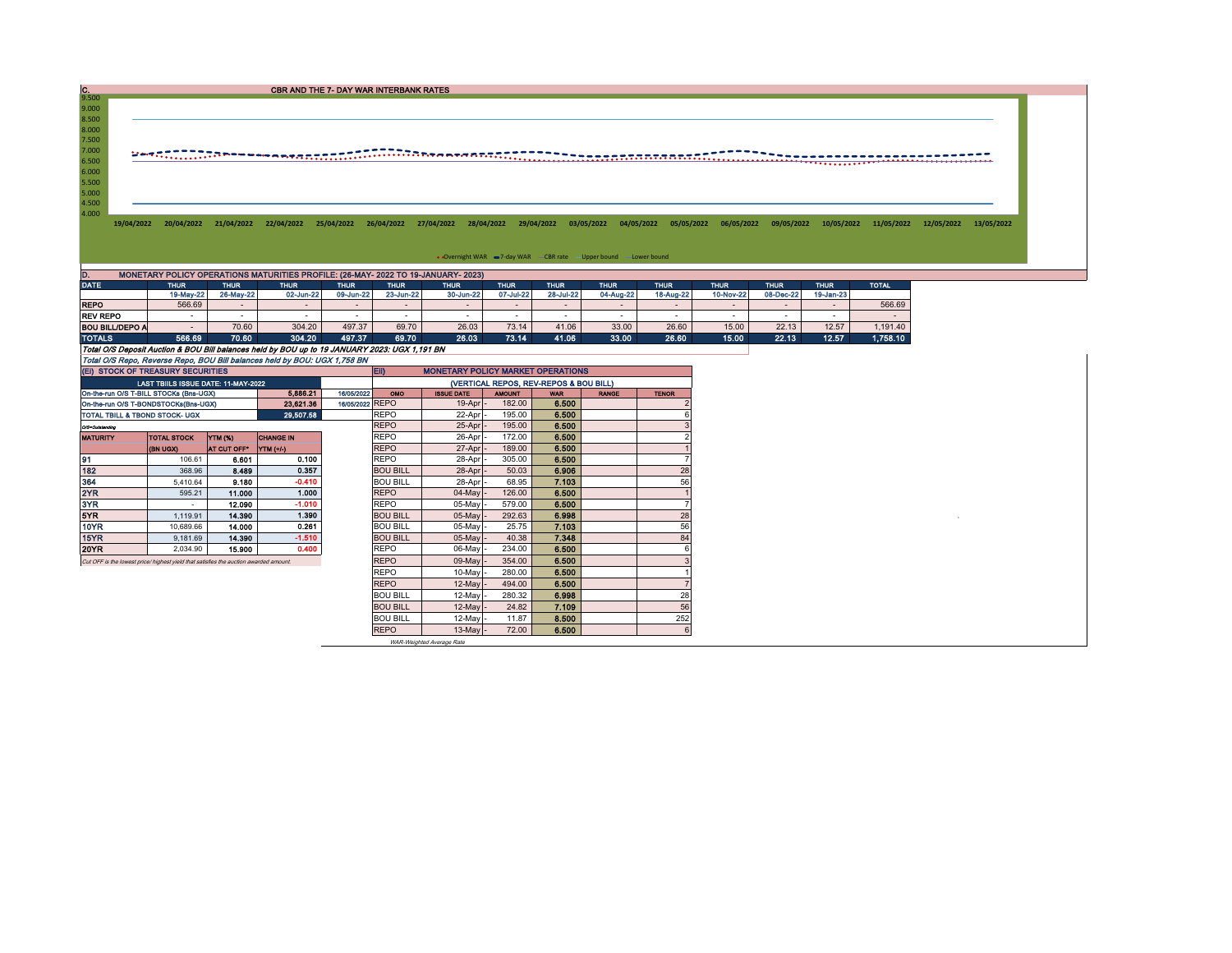## C. CBR AND THE 7- DAY WAR INTERBANK RATES

9.500
9.000
8.500
8.000
7.500
7.000
6.500
6.000
5.500
5.000
4.500
4.000

19/04/2022 20/04/2022 21/04/2022 22/04/2022 25/04/2022 26/04/2022 27/04/2022 28/04/2022 29/04/2022 03/05/2022 04/05/2022 05/05/2022 06/05/2022 09/05/2022 10/05/2022 11/05/2022 12/05/2022 13/05/2022

Overnight WAR   7-day WAR   CBR rate   Upper bound   Lower bound

## D. MONETARY POLICY OPERATIONS MATURITIES PROFILE: (26-MAY- 2022 TO 19-JANUARY- 2023)

| DATE | THUR | THUR | THUR | THUR | THUR | THUR | THUR | THUR | THUR | THUR | THUR | THUR | THUR | TOTAL |
|---|---|---|---|---|---|---|---|---|---|---|---|---|---|---|
| | 19-May-22 | 26-May-22 | 02-Jun-22 | 09-Jun-22 | 23-Jun-22 | 30-Jun-22 | 07-Jul-22 | 28-Jul-22 | 04-Aug-22 | 18-Aug-22 | 10-Nov-22 | 08-Dec-22 | 19-Jan-23 | |
| REPO | 566.69 | - | - | - | - | - | - | - | - | - | - | - | - | 566.69 |
| REV REPO | - | - | - | - | - | - | - | - | - | - | - | - | - | - |
| BOU BILL/DEPO A | - | 70.60 | 304.20 | 497.37 | 69.70 | 26.03 | 73.14 | 41.06 | 33.00 | 26.60 | 15.00 | 22.13 | 12.57 | 1,191.40 |
| TOTALS | 566.69 | 70.60 | 304.20 | 497.37 | 69.70 | 26.03 | 73.14 | 41.06 | 33.00 | 26.60 | 15.00 | 22.13 | 12.57 | 1,758.10 |

*Total O/S Deposit Auction & BOU Bill balances held by BOU up to 19 JANUARY 2023: UGX 1,191 BN*

*Total O/S Repo, Reverse Repo, BOU Bill balances held by BOU: UGX 1,758 BN*

## (EI) STOCK OF TREASURY SECURITIES

| LAST TBIILS ISSUE DATE: 11-MAY-2022 | | |
|---|---|---|
| On-the-run O/S T-BILL STOCKs (Bns-UGX) | 5,886.21 | 16/05/2022 |
| On-the-run O/S T-BONDSTOCKs(Bns-UGX) | 23,621.36 | 16/05/2022 |
| TOTAL TBILL & TBOND STOCK- UGX | 29,507.58 | |

O/S=Outstanding

| MATURITY | TOTAL STOCK (BN UGX) | YTM (%) AT CUT OFF* | CHANGE IN YTM (+/-) |
|---|---|---|---|
| 91 | 106.61 | 6.601 | 0.100 |
| 182 | 368.96 | 8.489 | 0.357 |
| 364 | 5,410.64 | 9.180 | -0.410 |
| 2YR | 595.21 | 11.000 | 1.000 |
| 3YR | - | 12.090 | -1.010 |
| 5YR | 1,119.91 | 14.390 | 1.390 |
| 10YR | 10,689.66 | 14.000 | 0.261 |
| 15YR | 9,181.69 | 14.390 | -1.510 |
| 20YR | 2,034.90 | 15.900 | 0.400 |

*Cut OFF is the lowest price/ highest yield that satisfies the auction awarded amount.*

## EII) MONETARY POLICY MARKET OPERATIONS

(VERTICAL REPOS, REV-REPOS & BOU BILL)

| OMO | ISSUE DATE | AMOUNT | WAR | RANGE | TENOR |
|---|---|---|---|---|---|
| REPO | 19-Apr - | 182.00 | 6.500 | | 2 |
| REPO | 22-Apr - | 195.00 | 6.500 | | 6 |
| REPO | 25-Apr - | 195.00 | 6.500 | | 3 |
| REPO | 26-Apr - | 172.00 | 6.500 | | 2 |
| REPO | 27-Apr - | 189.00 | 6.500 | | 1 |
| REPO | 28-Apr - | 305.00 | 6.500 | | 7 |
| BOU BILL | 28-Apr - | 50.03 | 6.906 | | 28 |
| BOU BILL | 28-Apr - | 68.95 | 7.103 | | 56 |
| REPO | 04-May - | 126.00 | 6.500 | | 1 |
| REPO | 05-May - | 579.00 | 6.500 | | 7 |
| BOU BILL | 05-May - | 292.63 | 6.998 | | 28 |
| BOU BILL | 05-May - | 25.75 | 7.103 | | 56 |
| BOU BILL | 05-May - | 40.38 | 7.348 | | 84 |
| REPO | 06-May - | 234.00 | 6.500 | | 6 |
| REPO | 09-May - | 354.00 | 6.500 | | 3 |
| REPO | 10-May - | 280.00 | 6.500 | | 1 |
| REPO | 12-May - | 494.00 | 6.500 | | 7 |
| BOU BILL | 12-May - | 280.32 | 6.998 | | 28 |
| BOU BILL | 12-May - | 24.82 | 7.109 | | 56 |
| BOU BILL | 12-May - | 11.87 | 8.500 | | 252 |
| REPO | 13-May - | 72.00 | 6.500 | | 6 |

*WAR-Weighted Average Rate*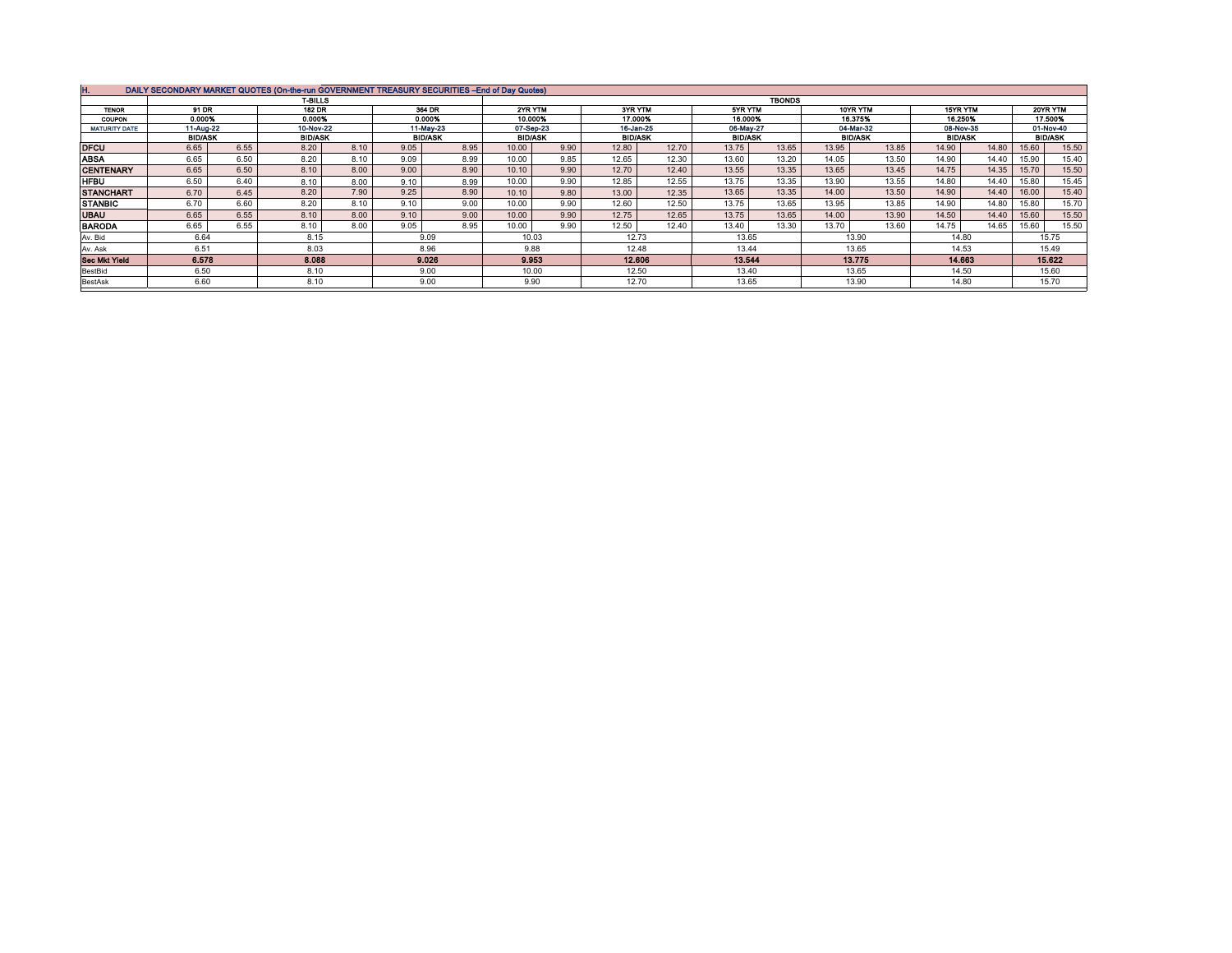| H. | DAILY SECONDARY MARKET QUOTES (On-the-run GOVERNMENT TREASURY SECURITIES –End of Day Quotes) | | | | | | | | | | | | | | | | | |
|---|---|---|---|---|---|---|---|---|---|---|---|---|---|---|---|---|---|---|
| | T-BILLS | | | | | | TBONDS | | | | | | | | | | | |
| TENOR | 91 DR | | 182 DR | | 364 DR | | 2YR YTM | | 3YR YTM | | 5YR YTM | | 10YR YTM | | 15YR YTM | | 20YR YTM | |
| COUPON | 0.000% | | 0.000% | | 0.000% | | 10.000% | | 17.000% | | 16.000% | | 16.375% | | 16.250% | | 17.500% | |
| MATURITY DATE | 11-Aug-22 | | 10-Nov-22 | | 11-May-23 | | 07-Sep-23 | | 16-Jan-25 | | 06-May-27 | | 04-Mar-32 | | 08-Nov-35 | | 01-Nov-40 | |
| | BID/ASK | | BID/ASK | | BID/ASK | | BID/ASK | | BID/ASK | | BID/ASK | | BID/ASK | | BID/ASK | | BID/ASK | |
| DFCU | 6.65 | 6.55 | 8.20 | 8.10 | 9.05 | 8.95 | 10.00 | 9.90 | 12.80 | 12.70 | 13.75 | 13.65 | 13.95 | 13.85 | 14.90 | 14.80 | 15.60 | 15.50 |
| ABSA | 6.65 | 6.50 | 8.20 | 8.10 | 9.09 | 8.99 | 10.00 | 9.85 | 12.65 | 12.30 | 13.60 | 13.20 | 14.05 | 13.50 | 14.90 | 14.40 | 15.90 | 15.40 |
| CENTENARY | 6.65 | 6.50 | 8.10 | 8.00 | 9.00 | 8.90 | 10.10 | 9.90 | 12.70 | 12.40 | 13.55 | 13.35 | 13.65 | 13.45 | 14.75 | 14.35 | 15.70 | 15.50 |
| HFBU | 6.50 | 6.40 | 8.10 | 8.00 | 9.10 | 8.99 | 10.00 | 9.90 | 12.85 | 12.55 | 13.75 | 13.35 | 13.90 | 13.55 | 14.80 | 14.40 | 15.80 | 15.45 |
| STANCHART | 6.70 | 6.45 | 8.20 | 7.90 | 9.25 | 8.90 | 10.10 | 9.80 | 13.00 | 12.35 | 13.65 | 13.35 | 14.00 | 13.50 | 14.90 | 14.40 | 16.00 | 15.40 |
| STANBIC | 6.70 | 6.60 | 8.20 | 8.10 | 9.10 | 9.00 | 10.00 | 9.90 | 12.60 | 12.50 | 13.75 | 13.65 | 13.95 | 13.85 | 14.90 | 14.80 | 15.80 | 15.70 |
| UBAU | 6.65 | 6.55 | 8.10 | 8.00 | 9.10 | 9.00 | 10.00 | 9.90 | 12.75 | 12.65 | 13.75 | 13.65 | 14.00 | 13.90 | 14.50 | 14.40 | 15.60 | 15.50 |
| BARODA | 6.65 | 6.55 | 8.10 | 8.00 | 9.05 | 8.95 | 10.00 | 9.90 | 12.50 | 12.40 | 13.40 | 13.30 | 13.70 | 13.60 | 14.75 | 14.65 | 15.60 | 15.50 |
| Av. Bid | 6.64 | | 8.15 | | 9.09 | | 10.03 | | 12.73 | | 13.65 | | 13.90 | | 14.80 | | 15.75 | |
| Av. Ask | 6.51 | | 8.03 | | 8.96 | | 9.88 | | 12.48 | | 13.44 | | 13.65 | | 14.53 | | 15.49 | |
| Sec Mkt Yield | 6.578 | | 8.088 | | 9.026 | | 9.953 | | 12.606 | | 13.544 | | 13.775 | | 14.663 | | 15.622 | |
| BestBid | 6.50 | | 8.10 | | 9.00 | | 10.00 | | 12.50 | | 13.40 | | 13.65 | | 14.50 | | 15.60 | |
| BestAsk | 6.60 | | 8.10 | | 9.00 | | 9.90 | | 12.70 | | 13.65 | | 13.90 | | 14.80 | | 15.70 | |